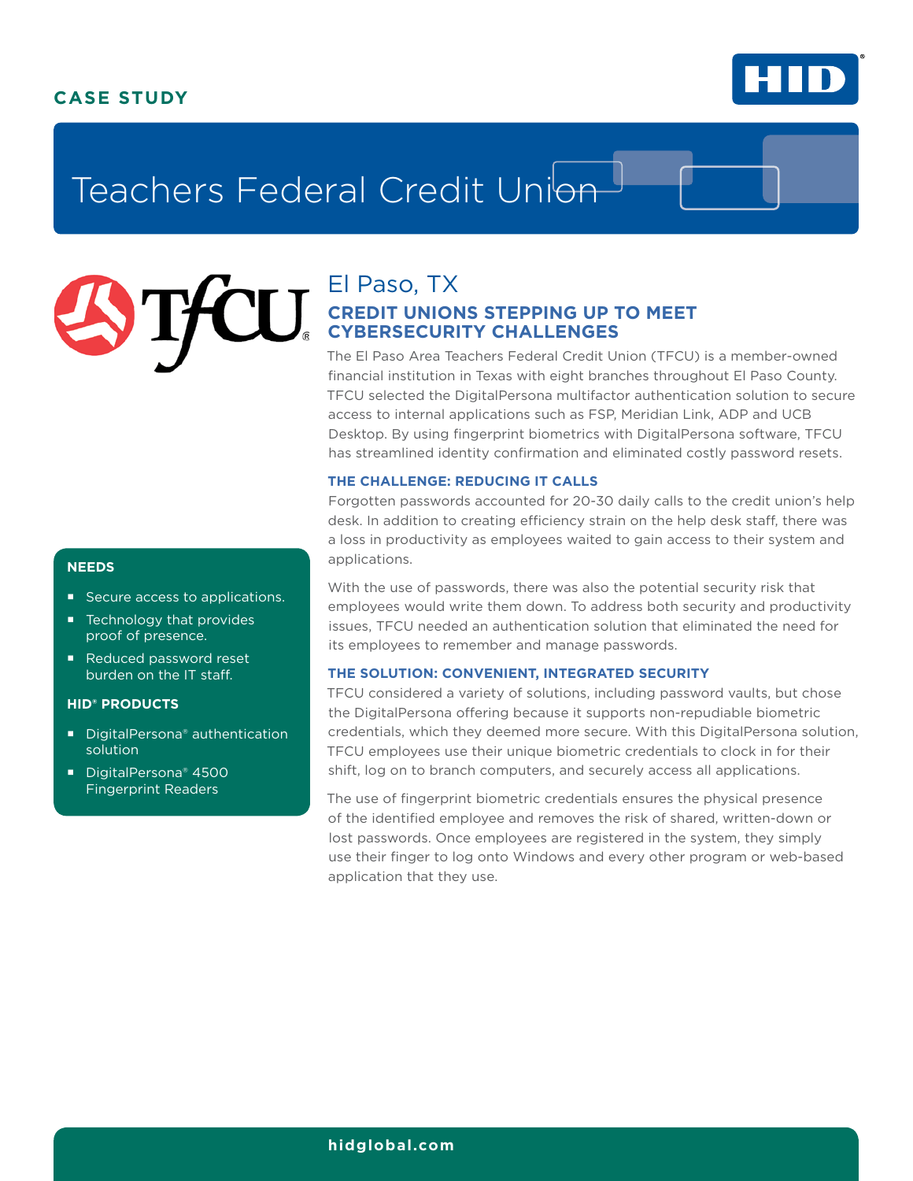CASE STUDY

# Teachers Federal Credit Union

## El Paso, TX

### CREDIT UNIONS STEPPING UP TO MEET CYBERSECURITY CHALLENGES

The El Paso Area Teachers Federal Credit Union (TFCU) is a member-owned financial institution in Texas with eight branches throughout El Paso County. TFCU selected the DigitalPersona multifactor authentication solution to secure access to internal applications such as FSP, Meridian Link, ADP and UCB Desktop. By using fingerprint biometrics with DigitalPersona software, TFCU has streamlined identity confirmation and eliminated costly password resets.

### THE CHALLENGE: REDUCING IT CALLS

Forgotten passwords accounted for 20-30 daily calls to the credit union's help desk. In addition to creating efficiency strain on the help desk staff, there was a loss in productivity as employees waited to gain access to their system and applications.

With the use of passwords, there was also the potential security risk that employees would write them down. To address both security and productivity issues, TFCU needed an authentication solution that eliminated the need for its employees to remember and manage passwords.

### THE SOLUTION: CONVENIENT, INTEGRATED SECURITY

TFCU considered a variety of solutions, including password vaults, but chose the DigitalPersona offering because it supports non-repudiable biometric credentials, which they deemed more secure. With this DigitalPersona solution, TFCU employees use their unique biometric credentials to clock in for their shift, log on to branch computers, and securely access all applications.

The use of fingerprint biometric credentials ensures the physical presence of the identified employee and removes the risk of shared, written-down or lost passwords. Once employees are registered in the system, they simply use their finger to log onto Windows and every other program or web-based application that they use.

#### NEEDS

- Secure access to applications.
- Technology that provides proof of presence.
- Reduced password reset burden on the IT staff.

#### HID® PRODUCTS

- DigitalPersona® authentication solution
- DigitalPersona® 4500 Fingerprint Readers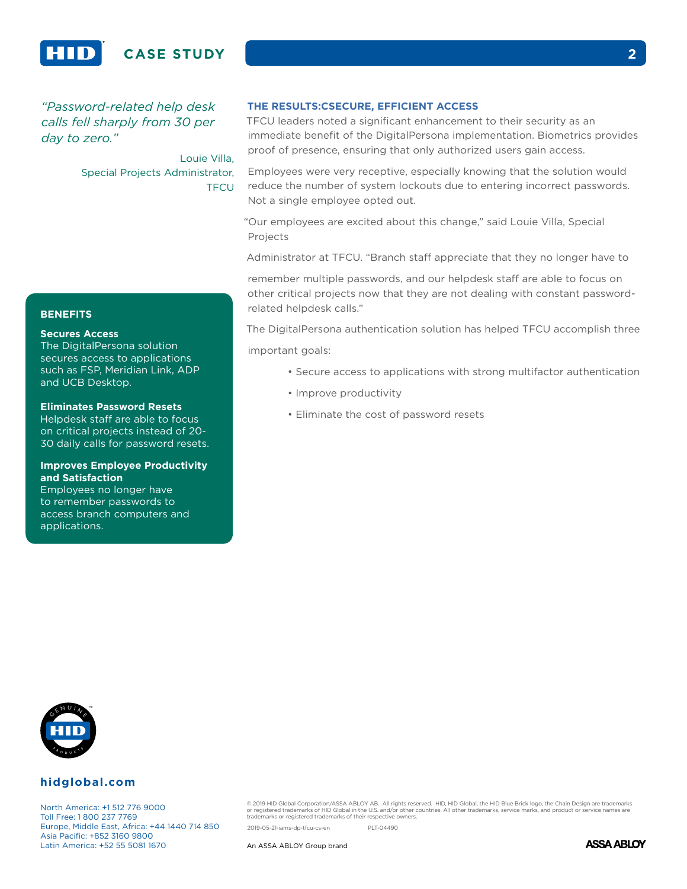*"Password-related help desk calls fell sharply from 30 per day to zero."*

Louie Villa,
Special Projects Administrator,
TFCU

## THE RESULTS:CSECURE, EFFICIENT ACCESS

TFCU leaders noted a significant enhancement to their security as an immediate benefit of the DigitalPersona implementation. Biometrics provides proof of presence, ensuring that only authorized users gain access.

Employees were very receptive, especially knowing that the solution would reduce the number of system lockouts due to entering incorrect passwords. Not a single employee opted out.

"Our employees are excited about this change," said Louie Villa, Special Projects

Administrator at TFCU. "Branch staff appreciate that they no longer have to

remember multiple passwords, and our helpdesk staff are able to focus on other critical projects now that they are not dealing with constant password-related helpdesk calls."

The DigitalPersona authentication solution has helped TFCU accomplish three

important goals:

- Secure access to applications with strong multifactor authentication
- Improve productivity
- Eliminate the cost of password resets

### BENEFITS

**Secures Access**
The DigitalPersona solution secures access to applications such as FSP, Meridian Link, ADP and UCB Desktop.

**Eliminates Password Resets**
Helpdesk staff are able to focus on critical projects instead of 20-30 daily calls for password resets.

**Improves Employee Productivity and Satisfaction**
Employees no longer have to remember passwords to access branch computers and applications.

**hidglobal.com**

North America: +1 512 776 9000
Toll Free: 1 800 237 7769
Europe, Middle East, Africa: +44 1440 714 850
Asia Pacific: +852 3160 9800
Latin America: +52 55 5081 1670

© 2019 HID Global Corporation/ASSA ABLOY AB. All rights reserved. HID, HID Global, the HID Blue Brick logo, the Chain Design are trademarks or registered trademarks of HID Global in the U.S. and/or other countries. All other trademarks, service marks, and product or service names are trademarks or registered trademarks of their respective owners.

2019-05-21-iams-dp-tfcu-cs-en PLT-04490

An ASSA ABLOY Group brand

ASSA ABLOY